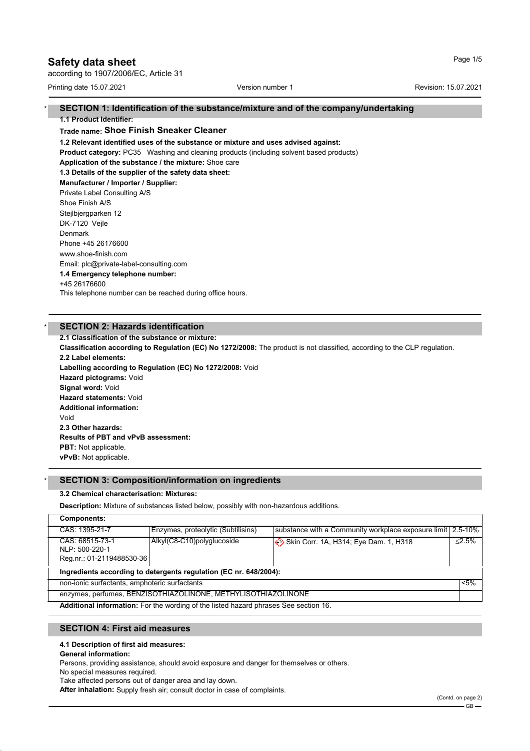# Safety data sheet

according to 1907/2006/EC, Article 31

Printing date 15.07.2021 | Version number 1 | Revision: 15.07.2021

## * SECTION 1: Identification of the substance/mixture and of the company/undertaking

**1.1 Product Identifier:**

**Trade name: Shoe Finish Sneaker Cleaner**

**1.2 Relevant identified uses of the substance or mixture and uses advised against:**

**Product category:** PC35 Washing and cleaning products (including solvent based products)

**Application of the substance / the mixture:** Shoe care

**1.3 Details of the supplier of the safety data sheet:**

**Manufacturer / Importer / Supplier:**

Private Label Consulting A/S
Shoe Finish A/S
Stejlbjergparken 12
DK-7120 Vejle
Denmark
Phone +45 26176600
www.shoe-finish.com
Email: plc@private-label-consulting.com

**1.4 Emergency telephone number:**

+45 26176600
This telephone number can be reached during office hours.

## * SECTION 2: Hazards identification

**2.1 Classification of the substance or mixture:**

**Classification according to Regulation (EC) No 1272/2008:** The product is not classified, according to the CLP regulation.

**2.2 Label elements:**

**Labelling according to Regulation (EC) No 1272/2008:** Void

**Hazard pictograms:** Void

**Signal word:** Void

**Hazard statements:** Void

**Additional information:**

Void

**2.3 Other hazards:**

**Results of PBT and vPvB assessment:**

**PBT:** Not applicable.

**vPvB:** Not applicable.

## * SECTION 3: Composition/information on ingredients

**3.2 Chemical characterisation: Mixtures:**

**Description:** Mixture of substances listed below, possibly with non-hazardous additions.

| **Components:** | | | |
|---|---|---|---|
| CAS: 1395-21-7 | Enzymes, proteolytic (Subtilisins) | substance with a Community workplace exposure limit | 2.5-10% |
| CAS: 68515-73-1<br>NLP: 500-220-1<br>Reg.nr.: 01-2119488530-36 | Alkyl(C8-C10)polyglucoside | Skin Corr. 1A, H314; Eye Dam. 1, H318 | ≤2.5% |

| **Ingredients according to detergents regulation (EC nr. 648/2004):** | |
|---|---|
| non-ionic surfactants, amphoteric surfactants | <5% |
| enzymes, perfumes, BENZISOTHIAZOLINONE, METHYLISOTHIAZOLINONE | |

**Additional information:** For the wording of the listed hazard phrases See section 16.

## SECTION 4: First aid measures

**4.1 Description of first aid measures:**

**General information:**

Persons, providing assistance, should avoid exposure and danger for themselves or others.
No special measures required.
Take affected persons out of danger area and lay down.

**After inhalation:** Supply fresh air; consult doctor in case of complaints.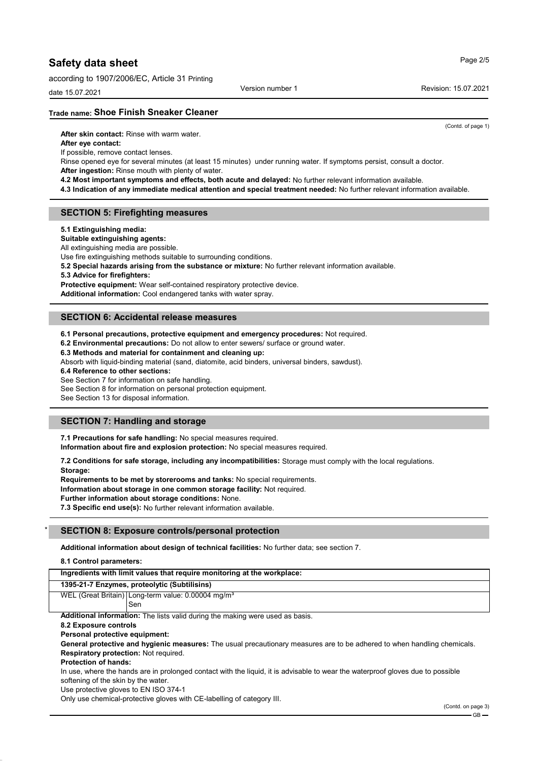**Trade name: Shoe Finish Sneaker Cleaner**

(Contd. of page 1)

**After skin contact:** Rinse with warm water.
**After eye contact:**
If possible, remove contact lenses.
Rinse opened eye for several minutes (at least 15 minutes) under running water. If symptoms persist, consult a doctor.
**After ingestion:** Rinse mouth with plenty of water.
**4.2 Most important symptoms and effects, both acute and delayed:** No further relevant information available.
**4.3 Indication of any immediate medical attention and special treatment needed:** No further relevant information available.

## SECTION 5: Firefighting measures

**5.1 Extinguishing media:**
**Suitable extinguishing agents:**
All extinguishing media are possible.
Use fire extinguishing methods suitable to surrounding conditions.
**5.2 Special hazards arising from the substance or mixture:** No further relevant information available.
**5.3 Advice for firefighters:**
**Protective equipment:** Wear self-contained respiratory protective device.
**Additional information:** Cool endangered tanks with water spray.

## SECTION 6: Accidental release measures

**6.1 Personal precautions, protective equipment and emergency procedures:** Not required.
**6.2 Environmental precautions:** Do not allow to enter sewers/ surface or ground water.
**6.3 Methods and material for containment and cleaning up:**
Absorb with liquid-binding material (sand, diatomite, acid binders, universal binders, sawdust).
**6.4 Reference to other sections:**
See Section 7 for information on safe handling.
See Section 8 for information on personal protection equipment.
See Section 13 for disposal information.

## SECTION 7: Handling and storage

**7.1 Precautions for safe handling:** No special measures required.
**Information about fire and explosion protection:** No special measures required.

**7.2 Conditions for safe storage, including any incompatibilities:** Storage must comply with the local regulations.
**Storage:**
**Requirements to be met by storerooms and tanks:** No special requirements.
**Information about storage in one common storage facility:** Not required.
**Further information about storage conditions:** None.
**7.3 Specific end use(s):** No further relevant information available.

## * SECTION 8: Exposure controls/personal protection

**Additional information about design of technical facilities:** No further data; see section 7.

**8.1 Control parameters:**

| Ingredients with limit values that require monitoring at the workplace: | |
|---|---|
| **1395-21-7 Enzymes, proteolytic (Subtilisins)** | |
| WEL (Great Britain) | Long-term value: 0.00004 mg/m³<br>Sen |

**Additional information:** The lists valid during the making were used as basis.
**8.2 Exposure controls**
**Personal protective equipment:**
**General protective and hygienic measures:** The usual precautionary measures are to be adhered to when handling chemicals.
**Respiratory protection:** Not required.
**Protection of hands:**
In use, where the hands are in prolonged contact with the liquid, it is advisable to wear the waterproof gloves due to possible softening of the skin by the water.
Use protective gloves to EN ISO 374-1
Only use chemical-protective gloves with CE-labelling of category III.

(Contd. on page 3)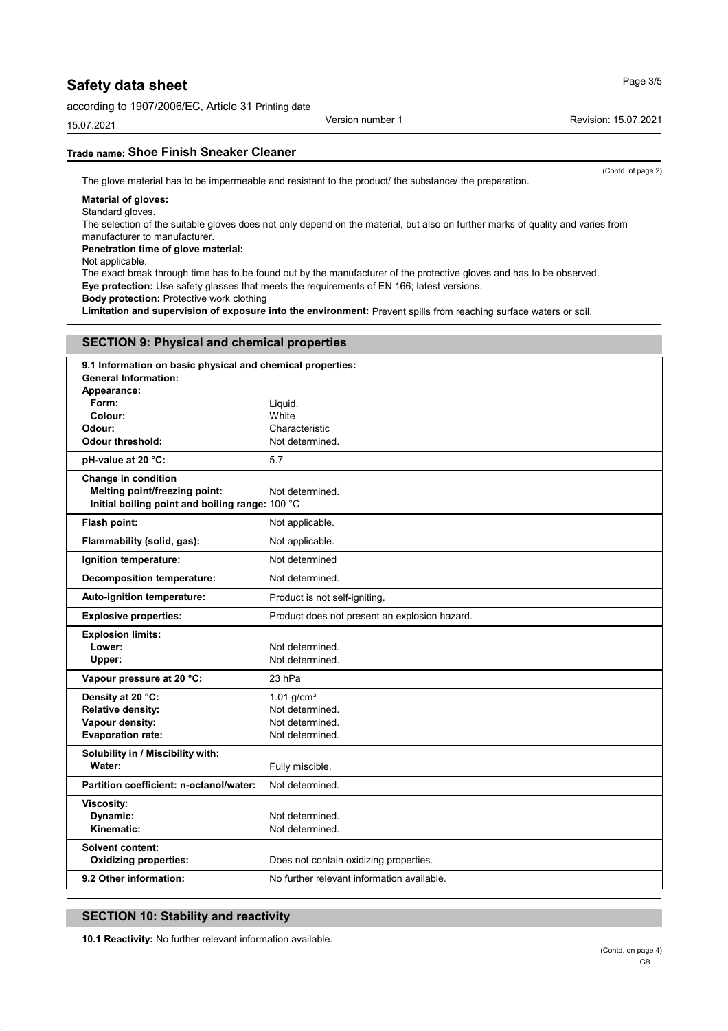**Trade name: Shoe Finish Sneaker Cleaner**

(Contd. of page 2)

The glove material has to be impermeable and resistant to the product/ the substance/ the preparation.

**Material of gloves:**
Standard gloves.
The selection of the suitable gloves does not only depend on the material, but also on further marks of quality and varies from manufacturer to manufacturer.
**Penetration time of glove material:**
Not applicable.
The exact break through time has to be found out by the manufacturer of the protective gloves and has to be observed.
**Eye protection:** Use safety glasses that meets the requirements of EN 166; latest versions.
**Body protection:** Protective work clothing
**Limitation and supervision of exposure into the environment:** Prevent spills from reaching surface waters or soil.

## SECTION 9: Physical and chemical properties

| Property | Value |
|---|---|
| **9.1 Information on basic physical and chemical properties:** | |
| **General Information:** | |
| **Appearance:** | |
| **Form:** | Liquid. |
| **Colour:** | White |
| **Odour:** | Characteristic |
| **Odour threshold:** | Not determined. |
| **pH-value at 20 °C:** | 5.7 |
| **Change in condition** | |
| **Melting point/freezing point:** | Not determined. |
| **Initial boiling point and boiling range:** | 100 °C |
| **Flash point:** | Not applicable. |
| **Flammability (solid, gas):** | Not applicable. |
| **Ignition temperature:** | Not determined |
| **Decomposition temperature:** | Not determined. |
| **Auto-ignition temperature:** | Product is not self-igniting. |
| **Explosive properties:** | Product does not present an explosion hazard. |
| **Explosion limits:** | |
| **Lower:** | Not determined. |
| **Upper:** | Not determined. |
| **Vapour pressure at 20 °C:** | 23 hPa |
| **Density at 20 °C:** | 1.01 g/cm³ |
| **Relative density:** | Not determined. |
| **Vapour density:** | Not determined. |
| **Evaporation rate:** | Not determined. |
| **Solubility in / Miscibility with:** | |
| **Water:** | Fully miscible. |
| **Partition coefficient: n-octanol/water:** | Not determined. |
| **Viscosity:** | |
| **Dynamic:** | Not determined. |
| **Kinematic:** | Not determined. |
| **Solvent content:** | |
| **Oxidizing properties:** | Does not contain oxidizing properties. |
| **9.2 Other information:** | No further relevant information available. |

## SECTION 10: Stability and reactivity

**10.1 Reactivity:** No further relevant information available.

(Contd. on page 4)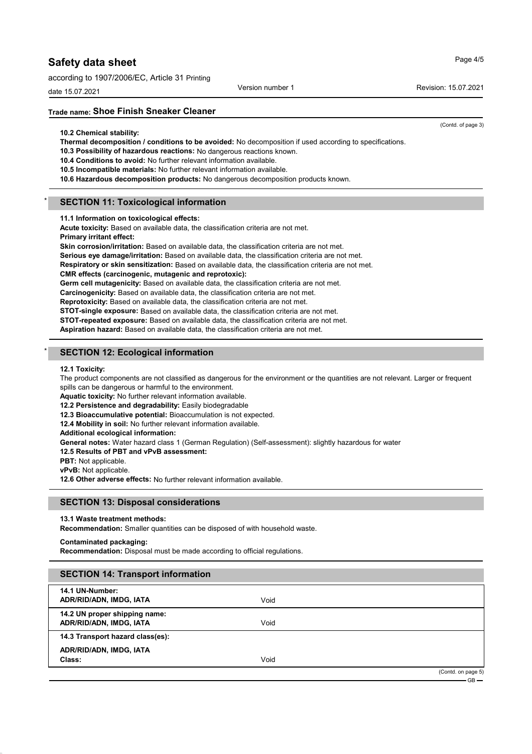(Contd. of page 3)

**10.2 Chemical stability:**

**Thermal decomposition / conditions to be avoided:** No decomposition if used according to specifications.

**10.3 Possibility of hazardous reactions:** No dangerous reactions known.

**10.4 Conditions to avoid:** No further relevant information available.

**10.5 Incompatible materials:** No further relevant information available.

**10.6 Hazardous decomposition products:** No dangerous decomposition products known.

## * SECTION 11: Toxicological information

**11.1 Information on toxicological effects:**

**Acute toxicity:** Based on available data, the classification criteria are not met.

**Primary irritant effect:**

**Skin corrosion/irritation:** Based on available data, the classification criteria are not met.

**Serious eye damage/irritation:** Based on available data, the classification criteria are not met.

**Respiratory or skin sensitization:** Based on available data, the classification criteria are not met.

**CMR effects (carcinogenic, mutagenic and reprotoxic):**

**Germ cell mutagenicity:** Based on available data, the classification criteria are not met.

**Carcinogenicity:** Based on available data, the classification criteria are not met.

**Reprotoxicity:** Based on available data, the classification criteria are not met.

**STOT-single exposure:** Based on available data, the classification criteria are not met.

**STOT-repeated exposure:** Based on available data, the classification criteria are not met.

**Aspiration hazard:** Based on available data, the classification criteria are not met.

## * SECTION 12: Ecological information

**12.1 Toxicity:**

The product components are not classified as dangerous for the environment or the quantities are not relevant. Larger or frequent spills can be dangerous or harmful to the environment.

**Aquatic toxicity:** No further relevant information available.

**12.2 Persistence and degradability:** Easily biodegradable

**12.3 Bioaccumulative potential:** Bioaccumulation is not expected.

**12.4 Mobility in soil:** No further relevant information available.

**Additional ecological information:**

**General notes:** Water hazard class 1 (German Regulation) (Self-assessment): slightly hazardous for water

**12.5 Results of PBT and vPvB assessment:**

**PBT:** Not applicable.

**vPvB:** Not applicable.

**12.6 Other adverse effects:** No further relevant information available.

## SECTION 13: Disposal considerations

**13.1 Waste treatment methods:**

**Recommendation:** Smaller quantities can be disposed of with household waste.

**Contaminated packaging:**

**Recommendation:** Disposal must be made according to official regulations.

## SECTION 14: Transport information

| | |
|---|---|
| **14.1 UN-Number:**<br>**ADR/RID/ADN, IMDG, IATA** | Void |
| **14.2 UN proper shipping name:**<br>**ADR/RID/ADN, IMDG, IATA** | Void |
| **14.3 Transport hazard class(es):** | |
| **ADR/RID/ADN, IMDG, IATA**<br>**Class:** | Void |

(Contd. on page 5)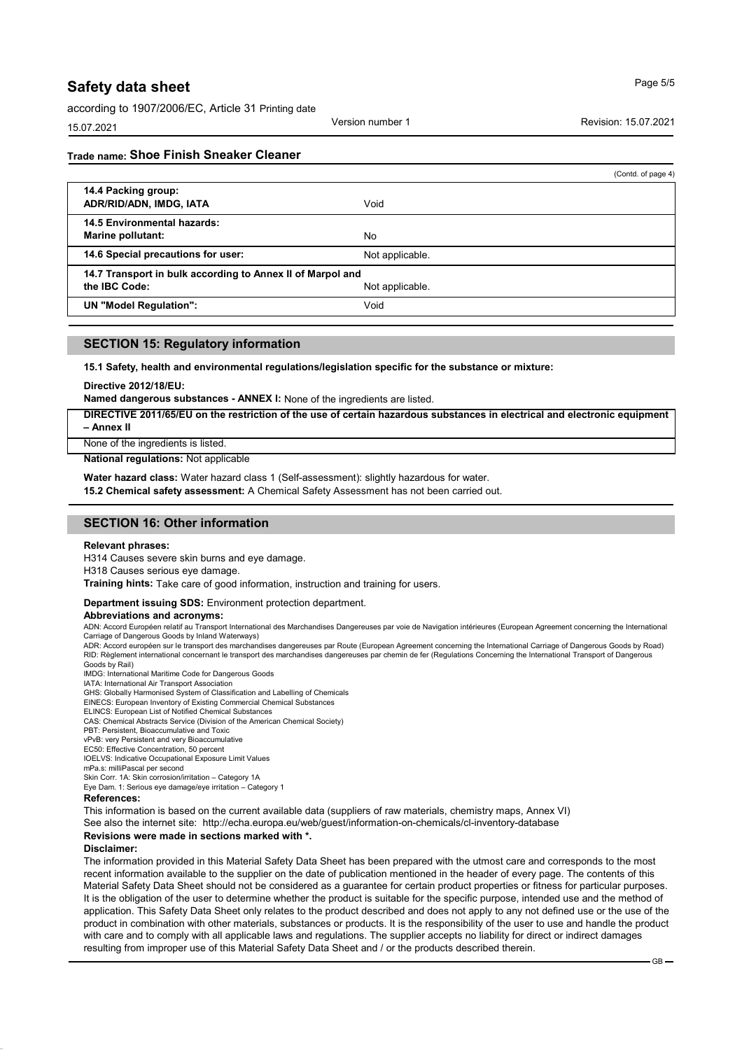**Trade name: Shoe Finish Sneaker Cleaner**

(Contd. of page 4)

| | |
|---|---|
| **14.4 Packing group:** **ADR/RID/ADN, IMDG, IATA** | Void |
| **14.5 Environmental hazards:** **Marine pollutant:** | No |
| **14.6 Special precautions for user:** | Not applicable. |
| **14.7 Transport in bulk according to Annex II of Marpol and the IBC Code:** | Not applicable. |
| **UN "Model Regulation":** | Void |

## SECTION 15: Regulatory information

**15.1 Safety, health and environmental regulations/legislation specific for the substance or mixture:**

**Directive 2012/18/EU:**

**Named dangerous substances - ANNEX I:** None of the ingredients are listed.

**DIRECTIVE 2011/65/EU on the restriction of the use of certain hazardous substances in electrical and electronic equipment – Annex II**

None of the ingredients is listed.

**National regulations:** Not applicable

**Water hazard class:** Water hazard class 1 (Self-assessment): slightly hazardous for water.

**15.2 Chemical safety assessment:** A Chemical Safety Assessment has not been carried out.

## SECTION 16: Other information

**Relevant phrases:**

H314 Causes severe skin burns and eye damage.

H318 Causes serious eye damage.

**Training hints:** Take care of good information, instruction and training for users.

**Department issuing SDS:** Environment protection department.

**Abbreviations and acronyms:**

ADN: Accord Européen relatif au Transport International des Marchandises Dangereuses par voie de Navigation intérieures (European Agreement concerning the International Carriage of Dangerous Goods by Inland Waterways)
ADR: Accord européen sur le transport des marchandises dangereuses par Route (European Agreement concerning the International Carriage of Dangerous Goods by Road)
RID: Règlement international concernant le transport des marchandises dangereuses par chemin de fer (Regulations Concerning the International Transport of Dangerous Goods by Rail)
IMDG: International Maritime Code for Dangerous Goods
IATA: International Air Transport Association
GHS: Globally Harmonised System of Classification and Labelling of Chemicals
EINECS: European Inventory of Existing Commercial Chemical Substances
ELINCS: European List of Notified Chemical Substances
CAS: Chemical Abstracts Service (Division of the American Chemical Society)
PBT: Persistent, Bioaccumulative and Toxic
vPvB: very Persistent and very Bioaccumulative
EC50: Effective Concentration, 50 percent
IOELVS: Indicative Occupational Exposure Limit Values
mPa.s: milliPascal per second
Skin Corr. 1A: Skin corrosion/irritation – Category 1A
Eye Dam. 1: Serious eye damage/eye irritation – Category 1

**References:**

This information is based on the current available data (suppliers of raw materials, chemistry maps, Annex VI)
See also the internet site: http://echa.europa.eu/web/guest/information-on-chemicals/cl-inventory-database

**Revisions were made in sections marked with *.**

**Disclaimer:**

The information provided in this Material Safety Data Sheet has been prepared with the utmost care and corresponds to the most recent information available to the supplier on the date of publication mentioned in the header of every page. The contents of this Material Safety Data Sheet should not be considered as a guarantee for certain product properties or fitness for particular purposes. It is the obligation of the user to determine whether the product is suitable for the specific purpose, intended use and the method of application. This Safety Data Sheet only relates to the product described and does not apply to any not defined use or the use of the product in combination with other materials, substances or products. It is the responsibility of the user to use and handle the product with care and to comply with all applicable laws and regulations. The supplier accepts no liability for direct or indirect damages resulting from improper use of this Material Safety Data Sheet and / or the products described therein.